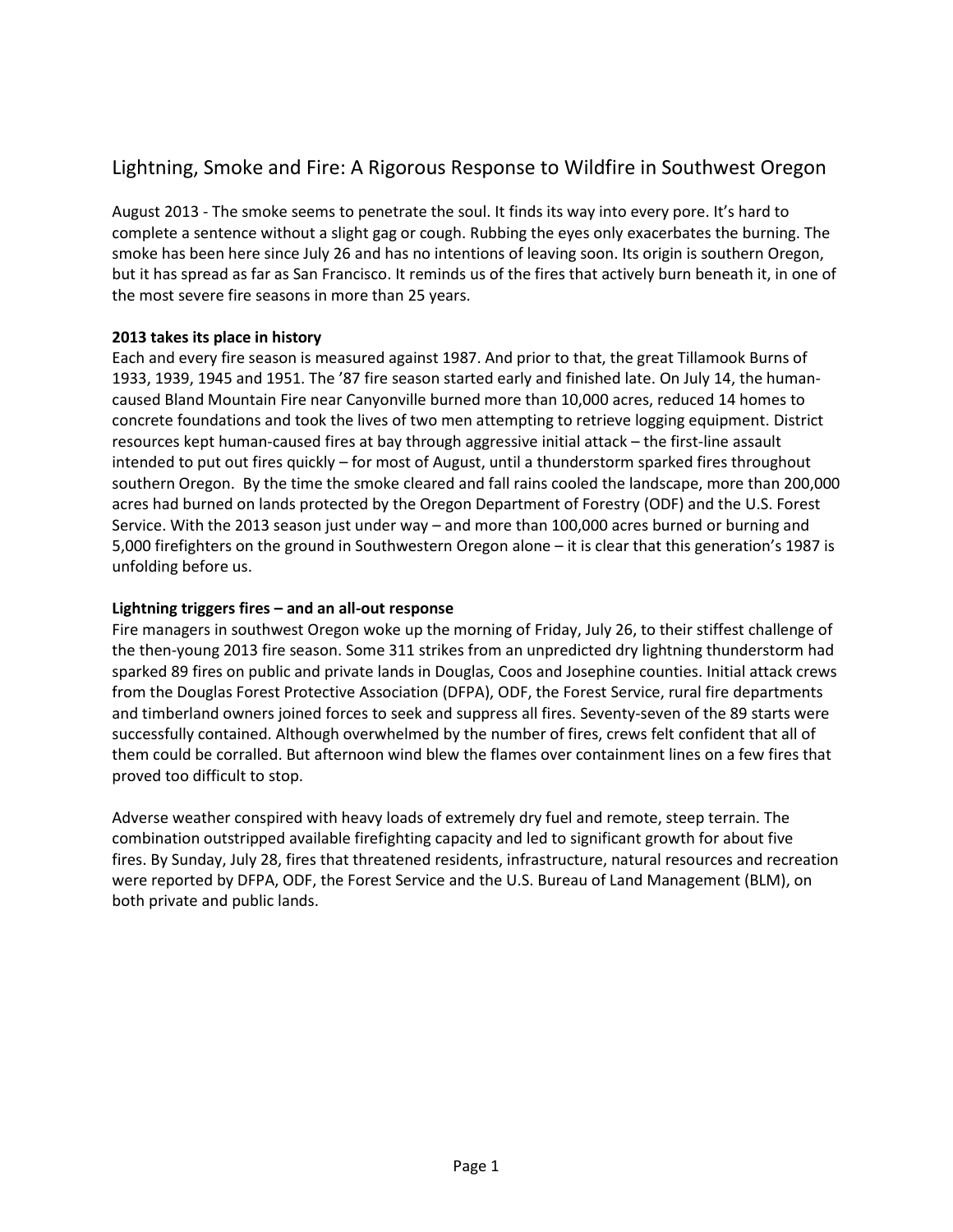# Lightning, Smoke and Fire: A Rigorous Response to Wildfire in Southwest Oregon

August 2013 - The smoke seems to penetrate the soul. It finds its way into every pore. It's hard to complete a sentence without a slight gag or cough. Rubbing the eyes only exacerbates the burning. The smoke has been here since July 26 and has no intentions of leaving soon. Its origin is southern Oregon, but it has spread as far as San Francisco. It reminds us of the fires that actively burn beneath it, in one of the most severe fire seasons in more than 25 years.

**2013 takes its place in history**

Each and every fire season is measured against 1987. And prior to that, the great Tillamook Burns of 1933, 1939, 1945 and 1951. The '87 fire season started early and finished late. On July 14, the human-caused Bland Mountain Fire near Canyonville burned more than 10,000 acres, reduced 14 homes to concrete foundations and took the lives of two men attempting to retrieve logging equipment. District resources kept human-caused fires at bay through aggressive initial attack – the first-line assault intended to put out fires quickly – for most of August, until a thunderstorm sparked fires throughout southern Oregon. By the time the smoke cleared and fall rains cooled the landscape, more than 200,000 acres had burned on lands protected by the Oregon Department of Forestry (ODF) and the U.S. Forest Service. With the 2013 season just under way – and more than 100,000 acres burned or burning and 5,000 firefighters on the ground in Southwestern Oregon alone – it is clear that this generation's 1987 is unfolding before us.

**Lightning triggers fires – and an all-out response**

Fire managers in southwest Oregon woke up the morning of Friday, July 26, to their stiffest challenge of the then-young 2013 fire season. Some 311 strikes from an unpredicted dry lightning thunderstorm had sparked 89 fires on public and private lands in Douglas, Coos and Josephine counties. Initial attack crews from the Douglas Forest Protective Association (DFPA), ODF, the Forest Service, rural fire departments and timberland owners joined forces to seek and suppress all fires. Seventy-seven of the 89 starts were successfully contained. Although overwhelmed by the number of fires, crews felt confident that all of them could be corralled. But afternoon wind blew the flames over containment lines on a few fires that proved too difficult to stop.

Adverse weather conspired with heavy loads of extremely dry fuel and remote, steep terrain. The combination outstripped available firefighting capacity and led to significant growth for about five fires. By Sunday, July 28, fires that threatened residents, infrastructure, natural resources and recreation were reported by DFPA, ODF, the Forest Service and the U.S. Bureau of Land Management (BLM), on both private and public lands.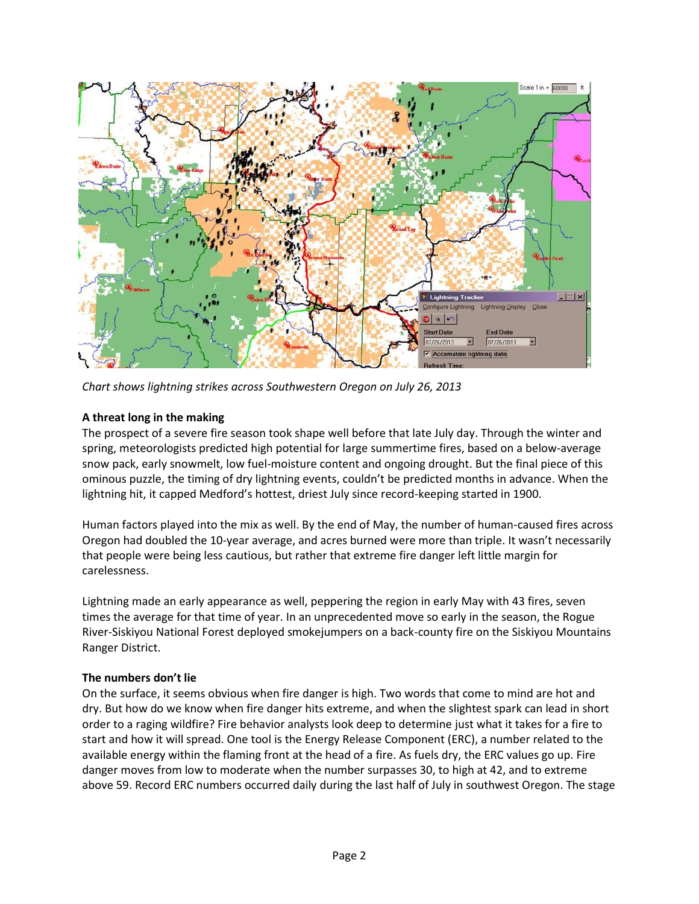*Chart shows lightning strikes across Southwestern Oregon on July 26, 2013*

**A threat long in the making**

The prospect of a severe fire season took shape well before that late July day. Through the winter and spring, meteorologists predicted high potential for large summertime fires, based on a below-average snow pack, early snowmelt, low fuel-moisture content and ongoing drought. But the final piece of this ominous puzzle, the timing of dry lightning events, couldn't be predicted months in advance. When the lightning hit, it capped Medford's hottest, driest July since record-keeping started in 1900.

Human factors played into the mix as well. By the end of May, the number of human-caused fires across Oregon had doubled the 10-year average, and acres burned were more than triple. It wasn't necessarily that people were being less cautious, but rather that extreme fire danger left little margin for carelessness.

Lightning made an early appearance as well, peppering the region in early May with 43 fires, seven times the average for that time of year. In an unprecedented move so early in the season, the Rogue River-Siskiyou National Forest deployed smokejumpers on a back-county fire on the Siskiyou Mountains Ranger District.

**The numbers don't lie**

On the surface, it seems obvious when fire danger is high. Two words that come to mind are hot and dry. But how do we know when fire danger hits extreme, and when the slightest spark can lead in short order to a raging wildfire? Fire behavior analysts look deep to determine just what it takes for a fire to start and how it will spread. One tool is the Energy Release Component (ERC), a number related to the available energy within the flaming front at the head of a fire. As fuels dry, the ERC values go up. Fire danger moves from low to moderate when the number surpasses 30, to high at 42, and to extreme above 59. Record ERC numbers occurred daily during the last half of July in southwest Oregon. The stage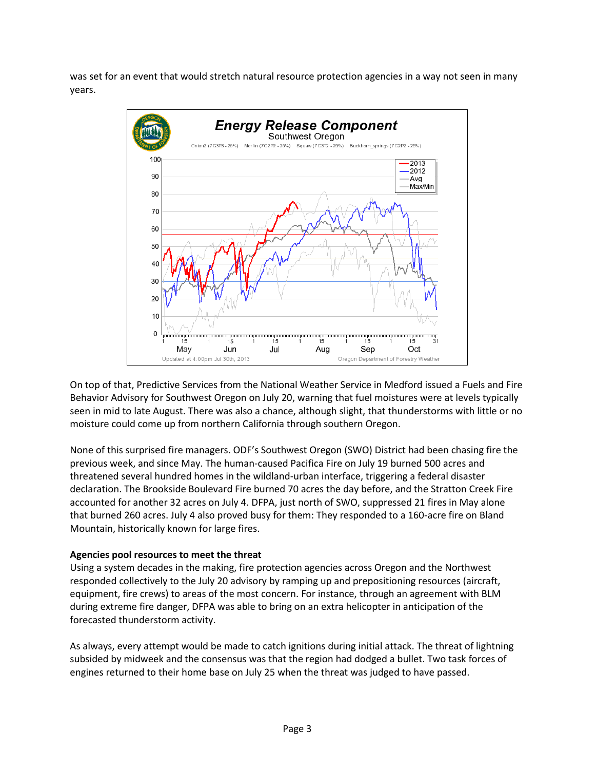was set for an event that would stretch natural resource protection agencies in a way not seen in many years.

On top of that, Predictive Services from the National Weather Service in Medford issued a Fuels and Fire Behavior Advisory for Southwest Oregon on July 20, warning that fuel moistures were at levels typically seen in mid to late August. There was also a chance, although slight, that thunderstorms with little or no moisture could come up from northern California through southern Oregon.

None of this surprised fire managers. ODF's Southwest Oregon (SWO) District had been chasing fire the previous week, and since May. The human-caused Pacifica Fire on July 19 burned 500 acres and threatened several hundred homes in the wildland-urban interface, triggering a federal disaster declaration. The Brookside Boulevard Fire burned 70 acres the day before, and the Stratton Creek Fire accounted for another 32 acres on July 4. DFPA, just north of SWO, suppressed 21 fires in May alone that burned 260 acres. July 4 also proved busy for them: They responded to a 160-acre fire on Bland Mountain, historically known for large fires.

**Agencies pool resources to meet the threat**

Using a system decades in the making, fire protection agencies across Oregon and the Northwest responded collectively to the July 20 advisory by ramping up and prepositioning resources (aircraft, equipment, fire crews) to areas of the most concern. For instance, through an agreement with BLM during extreme fire danger, DFPA was able to bring on an extra helicopter in anticipation of the forecasted thunderstorm activity.

As always, every attempt would be made to catch ignitions during initial attack. The threat of lightning subsided by midweek and the consensus was that the region had dodged a bullet. Two task forces of engines returned to their home base on July 25 when the threat was judged to have passed.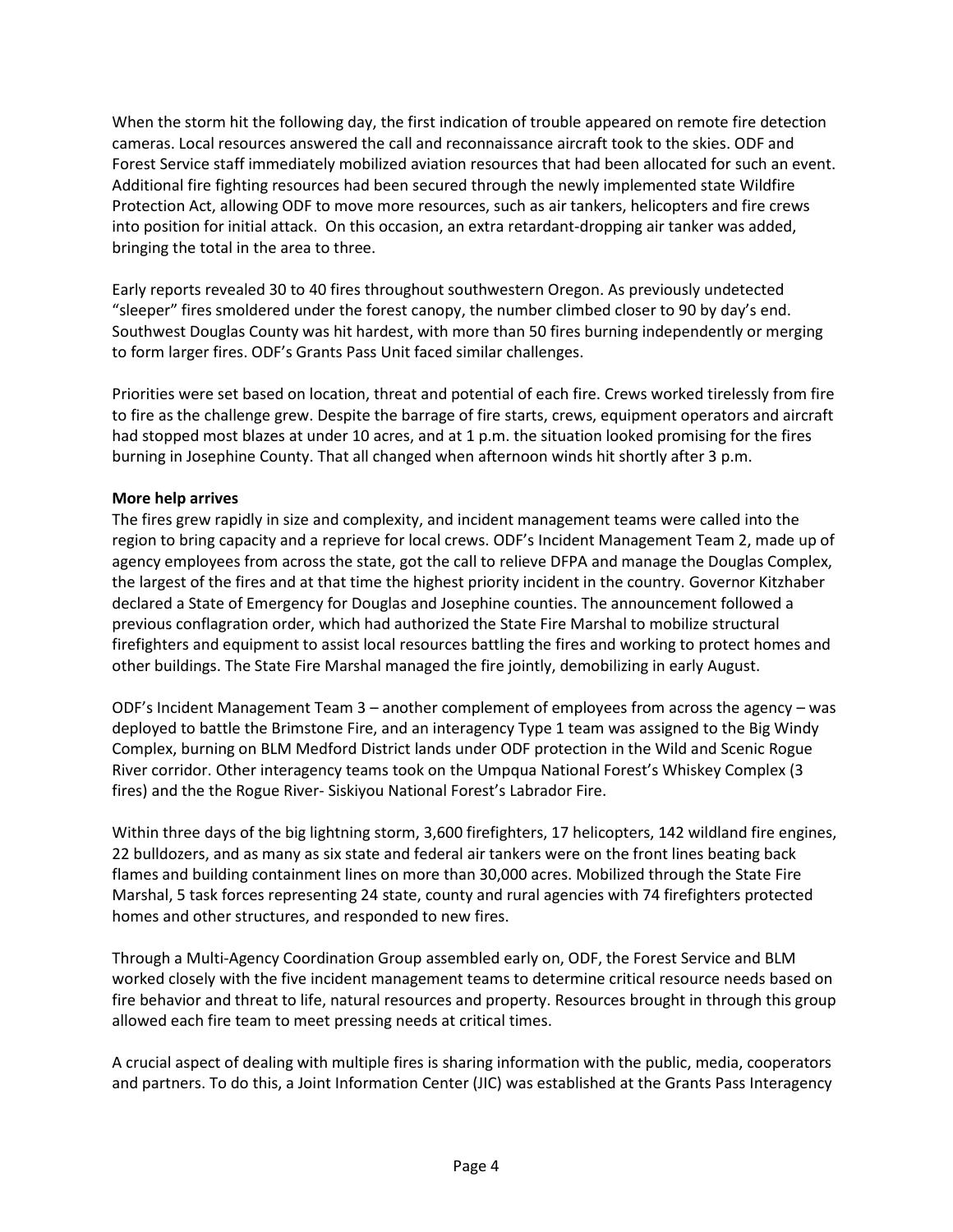When the storm hit the following day, the first indication of trouble appeared on remote fire detection cameras. Local resources answered the call and reconnaissance aircraft took to the skies. ODF and Forest Service staff immediately mobilized aviation resources that had been allocated for such an event. Additional fire fighting resources had been secured through the newly implemented state Wildfire Protection Act, allowing ODF to move more resources, such as air tankers, helicopters and fire crews into position for initial attack. On this occasion, an extra retardant-dropping air tanker was added, bringing the total in the area to three.

Early reports revealed 30 to 40 fires throughout southwestern Oregon. As previously undetected "sleeper" fires smoldered under the forest canopy, the number climbed closer to 90 by day's end. Southwest Douglas County was hit hardest, with more than 50 fires burning independently or merging to form larger fires. ODF's Grants Pass Unit faced similar challenges.

Priorities were set based on location, threat and potential of each fire. Crews worked tirelessly from fire to fire as the challenge grew. Despite the barrage of fire starts, crews, equipment operators and aircraft had stopped most blazes at under 10 acres, and at 1 p.m. the situation looked promising for the fires burning in Josephine County. That all changed when afternoon winds hit shortly after 3 p.m.

**More help arrives**

The fires grew rapidly in size and complexity, and incident management teams were called into the region to bring capacity and a reprieve for local crews. ODF's Incident Management Team 2, made up of agency employees from across the state, got the call to relieve DFPA and manage the Douglas Complex, the largest of the fires and at that time the highest priority incident in the country. Governor Kitzhaber declared a State of Emergency for Douglas and Josephine counties. The announcement followed a previous conflagration order, which had authorized the State Fire Marshal to mobilize structural firefighters and equipment to assist local resources battling the fires and working to protect homes and other buildings. The State Fire Marshal managed the fire jointly, demobilizing in early August.

ODF's Incident Management Team 3 – another complement of employees from across the agency – was deployed to battle the Brimstone Fire, and an interagency Type 1 team was assigned to the Big Windy Complex, burning on BLM Medford District lands under ODF protection in the Wild and Scenic Rogue River corridor. Other interagency teams took on the Umpqua National Forest's Whiskey Complex (3 fires) and the the Rogue River- Siskiyou National Forest's Labrador Fire.

Within three days of the big lightning storm, 3,600 firefighters, 17 helicopters, 142 wildland fire engines, 22 bulldozers, and as many as six state and federal air tankers were on the front lines beating back flames and building containment lines on more than 30,000 acres. Mobilized through the State Fire Marshal, 5 task forces representing 24 state, county and rural agencies with 74 firefighters protected homes and other structures, and responded to new fires.

Through a Multi-Agency Coordination Group assembled early on, ODF, the Forest Service and BLM worked closely with the five incident management teams to determine critical resource needs based on fire behavior and threat to life, natural resources and property. Resources brought in through this group allowed each fire team to meet pressing needs at critical times.

A crucial aspect of dealing with multiple fires is sharing information with the public, media, cooperators and partners. To do this, a Joint Information Center (JIC) was established at the Grants Pass Interagency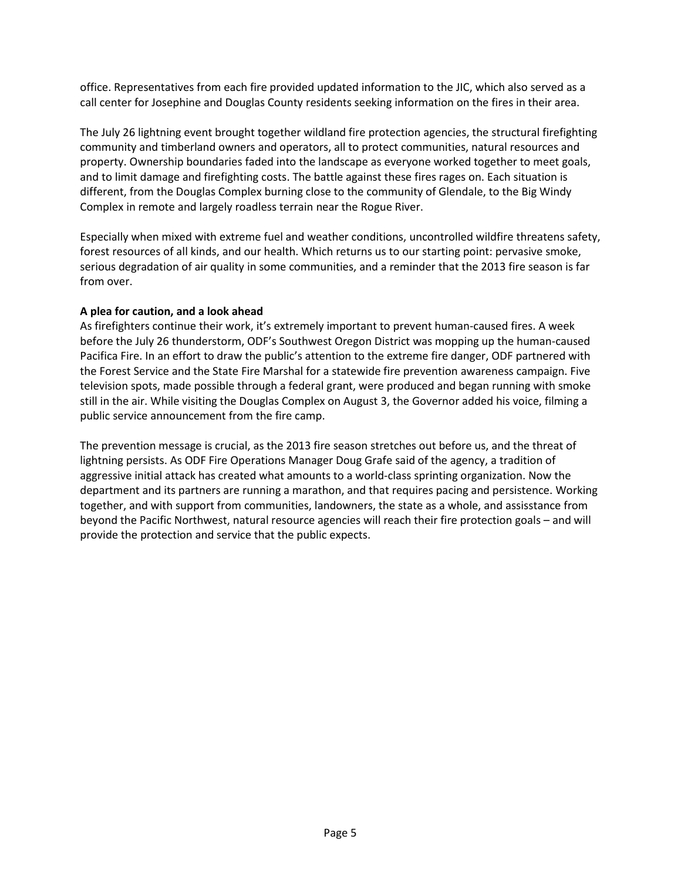office. Representatives from each fire provided updated information to the JIC, which also served as a call center for Josephine and Douglas County residents seeking information on the fires in their area.

The July 26 lightning event brought together wildland fire protection agencies, the structural firefighting community and timberland owners and operators, all to protect communities, natural resources and property. Ownership boundaries faded into the landscape as everyone worked together to meet goals, and to limit damage and firefighting costs. The battle against these fires rages on. Each situation is different, from the Douglas Complex burning close to the community of Glendale, to the Big Windy Complex in remote and largely roadless terrain near the Rogue River.

Especially when mixed with extreme fuel and weather conditions, uncontrolled wildfire threatens safety, forest resources of all kinds, and our health. Which returns us to our starting point: pervasive smoke, serious degradation of air quality in some communities, and a reminder that the 2013 fire season is far from over.

**A plea for caution, and a look ahead**

As firefighters continue their work, it's extremely important to prevent human-caused fires. A week before the July 26 thunderstorm, ODF's Southwest Oregon District was mopping up the human-caused Pacifica Fire. In an effort to draw the public's attention to the extreme fire danger, ODF partnered with the Forest Service and the State Fire Marshal for a statewide fire prevention awareness campaign. Five television spots, made possible through a federal grant, were produced and began running with smoke still in the air. While visiting the Douglas Complex on August 3, the Governor added his voice, filming a public service announcement from the fire camp.

The prevention message is crucial, as the 2013 fire season stretches out before us, and the threat of lightning persists. As ODF Fire Operations Manager Doug Grafe said of the agency, a tradition of aggressive initial attack has created what amounts to a world-class sprinting organization. Now the department and its partners are running a marathon, and that requires pacing and persistence. Working together, and with support from communities, landowners, the state as a whole, and assisstance from beyond the Pacific Northwest, natural resource agencies will reach their fire protection goals – and will provide the protection and service that the public expects.